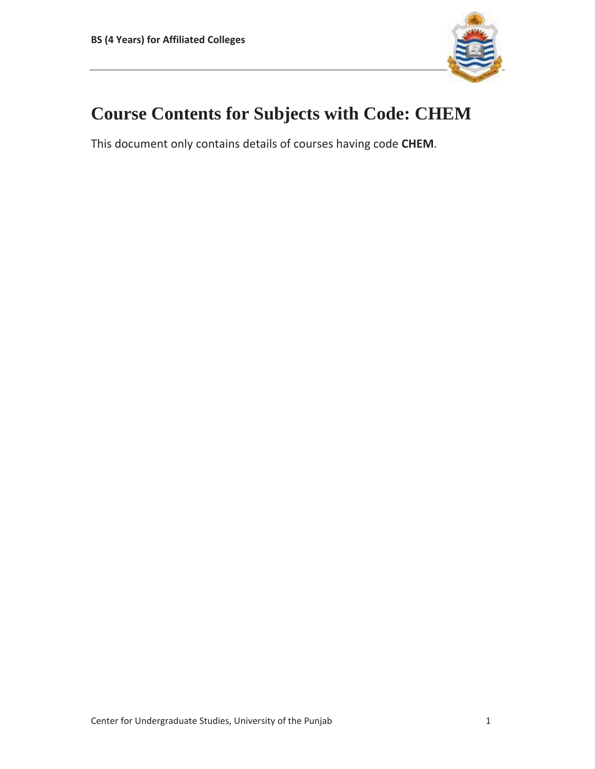# Course Contents for Subjects with Code: CHEM

This document only contains details of courses having code **CHEM**.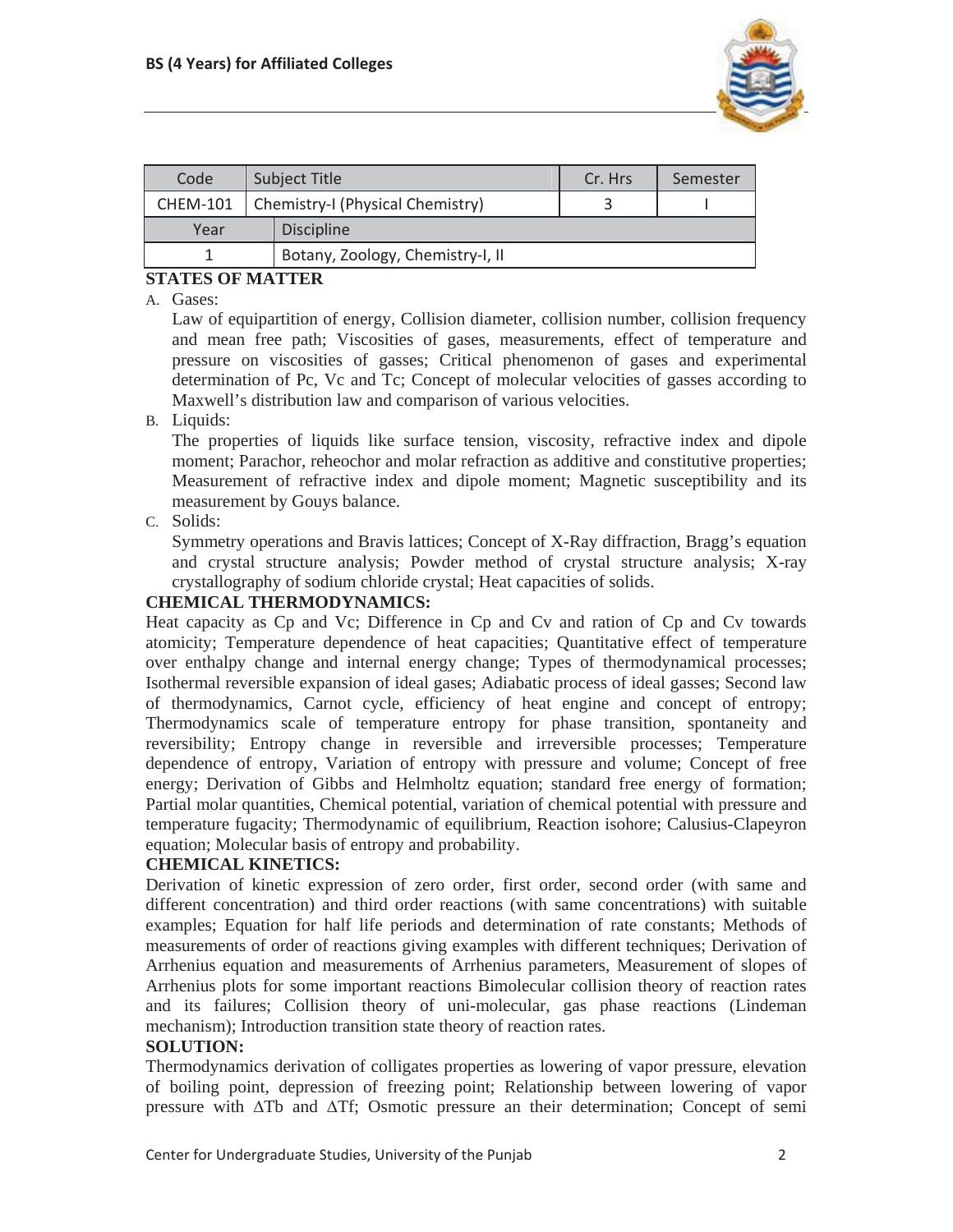| Code | Subject Title | Cr. Hrs | Semester |
|---|---|---|---|
| CHEM-101 | Chemistry-I (Physical Chemistry) | 3 | I |

| Year | Discipline |
|---|---|
| 1 | Botany, Zoology, Chemistry-I, II |

## STATES OF MATTER

A. Gases:

Law of equipartition of energy, Collision diameter, collision number, collision frequency and mean free path; Viscosities of gases, measurements, effect of temperature and pressure on viscosities of gasses; Critical phenomenon of gases and experimental determination of Pc, Vc and Tc; Concept of molecular velocities of gasses according to Maxwell's distribution law and comparison of various velocities.

B. Liquids:

The properties of liquids like surface tension, viscosity, refractive index and dipole moment; Parachor, reheochor and molar refraction as additive and constitutive properties; Measurement of refractive index and dipole moment; Magnetic susceptibility and its measurement by Gouys balance.

C. Solids:

Symmetry operations and Bravis lattices; Concept of X-Ray diffraction, Bragg's equation and crystal structure analysis; Powder method of crystal structure analysis; X-ray crystallography of sodium chloride crystal; Heat capacities of solids.

## CHEMICAL THERMODYNAMICS:

Heat capacity as Cp and Vc; Difference in Cp and Cv and ration of Cp and Cv towards atomicity; Temperature dependence of heat capacities; Quantitative effect of temperature over enthalpy change and internal energy change; Types of thermodynamical processes; Isothermal reversible expansion of ideal gases; Adiabatic process of ideal gasses; Second law of thermodynamics, Carnot cycle, efficiency of heat engine and concept of entropy; Thermodynamics scale of temperature entropy for phase transition, spontaneity and reversibility; Entropy change in reversible and irreversible processes; Temperature dependence of entropy, Variation of entropy with pressure and volume; Concept of free energy; Derivation of Gibbs and Helmholtz equation; standard free energy of formation; Partial molar quantities, Chemical potential, variation of chemical potential with pressure and temperature fugacity; Thermodynamic of equilibrium, Reaction isohore; Calusius-Clapeyron equation; Molecular basis of entropy and probability.

## CHEMICAL KINETICS:

Derivation of kinetic expression of zero order, first order, second order (with same and different concentration) and third order reactions (with same concentrations) with suitable examples; Equation for half life periods and determination of rate constants; Methods of measurements of order of reactions giving examples with different techniques; Derivation of Arrhenius equation and measurements of Arrhenius parameters, Measurement of slopes of Arrhenius plots for some important reactions Bimolecular collision theory of reaction rates and its failures; Collision theory of uni-molecular, gas phase reactions (Lindeman mechanism); Introduction transition state theory of reaction rates.

## SOLUTION:

Thermodynamics derivation of colligates properties as lowering of vapor pressure, elevation of boiling point, depression of freezing point; Relationship between lowering of vapor pressure with $\Delta Tb$ and $\Delta Tf$; Osmotic pressure an their determination; Concept of semi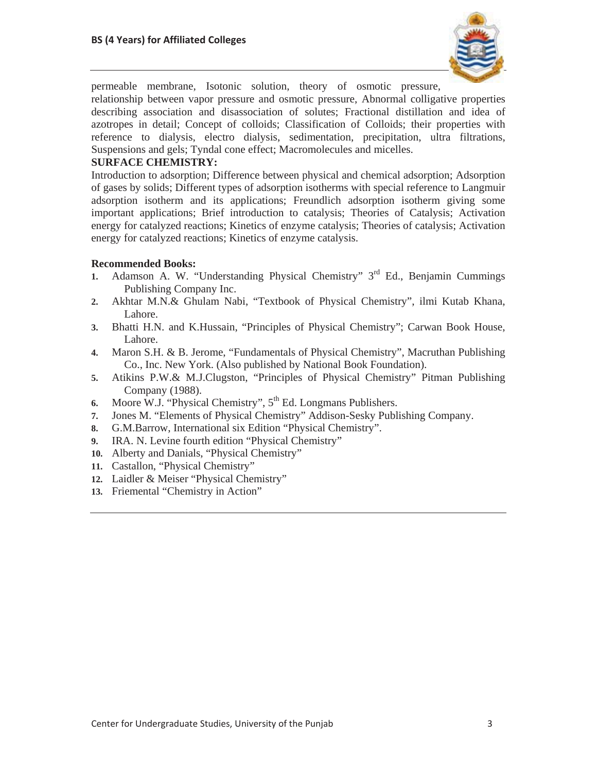permeable membrane, Isotonic solution, theory of osmotic pressure, relationship between vapor pressure and osmotic pressure, Abnormal colligative properties describing association and disassociation of solutes; Fractional distillation and idea of azotropes in detail; Concept of colloids; Classification of Colloids; their properties with reference to dialysis, electro dialysis, sedimentation, precipitation, ultra filtrations, Suspensions and gels; Tyndal cone effect; Macromolecules and micelles.

**SURFACE CHEMISTRY:**

Introduction to adsorption; Difference between physical and chemical adsorption; Adsorption of gases by solids; Different types of adsorption isotherms with special reference to Langmuir adsorption isotherm and its applications; Freundlich adsorption isotherm giving some important applications; Brief introduction to catalysis; Theories of Catalysis; Activation energy for catalyzed reactions; Kinetics of enzyme catalysis; Theories of catalysis; Activation energy for catalyzed reactions; Kinetics of enzyme catalysis.

**Recommended Books:**

1. Adamson A. W. "Understanding Physical Chemistry" 3rd Ed., Benjamin Cummings Publishing Company Inc.
2. Akhtar M.N.& Ghulam Nabi, "Textbook of Physical Chemistry", ilmi Kutab Khana, Lahore.
3. Bhatti H.N. and K.Hussain, "Principles of Physical Chemistry"; Carwan Book House, Lahore.
4. Maron S.H. & B. Jerome, "Fundamentals of Physical Chemistry", Macruthan Publishing Co., Inc. New York. (Also published by National Book Foundation).
5. Atikins P.W.& M.J.Clugston, "Principles of Physical Chemistry" Pitman Publishing Company (1988).
6. Moore W.J. "Physical Chemistry", 5th Ed. Longmans Publishers.
7. Jones M. "Elements of Physical Chemistry" Addison-Sesky Publishing Company.
8. G.M.Barrow, International six Edition "Physical Chemistry".
9. IRA. N. Levine fourth edition "Physical Chemistry"
10. Alberty and Danials, "Physical Chemistry"
11. Castallon, "Physical Chemistry"
12. Laidler & Meiser "Physical Chemistry"
13. Friemental "Chemistry in Action"